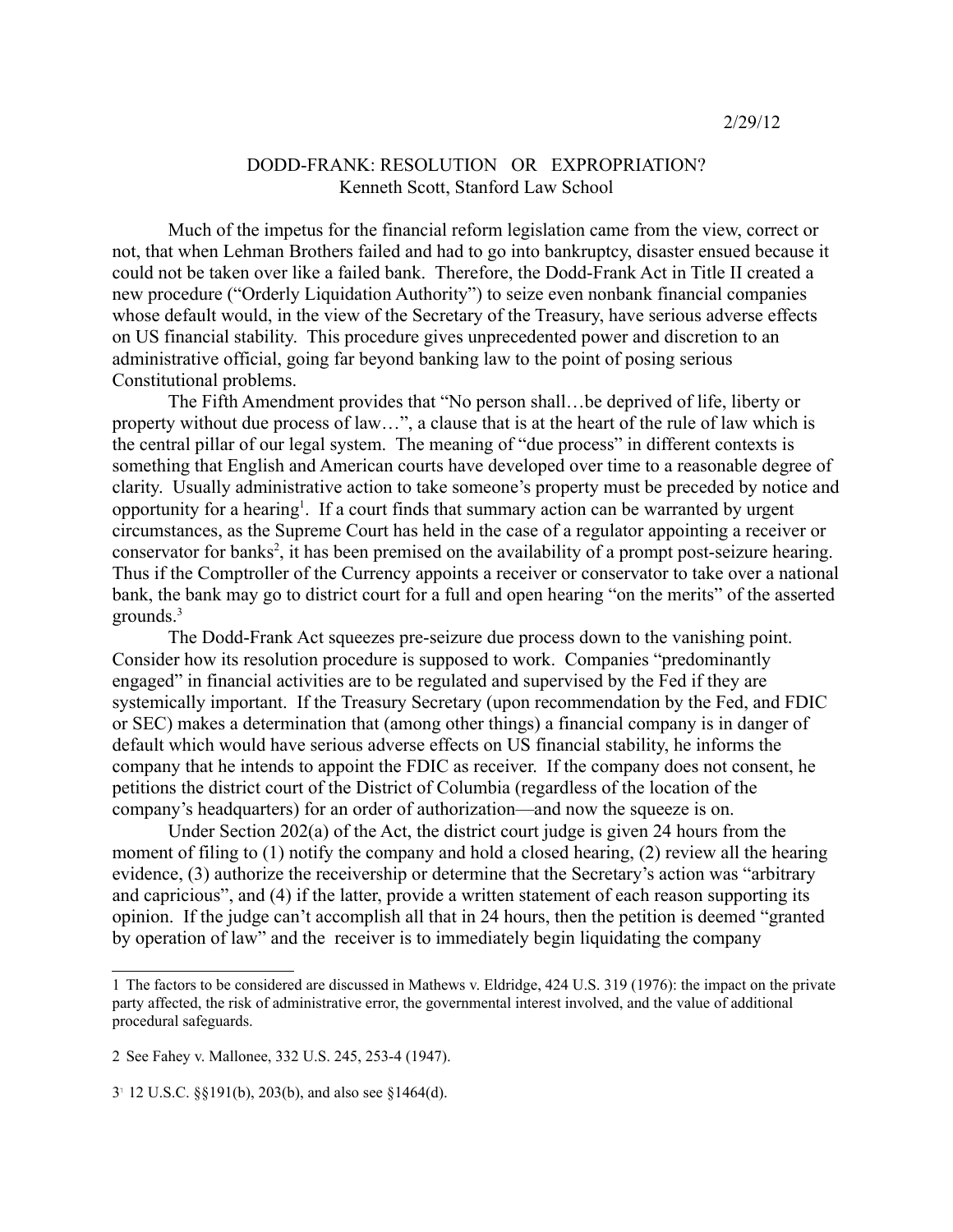2/29/12

# DODD-FRANK: RESOLUTION OR EXPROPRIATION?

Kenneth Scott, Stanford Law School

Much of the impetus for the financial reform legislation came from the view, correct or not, that when Lehman Brothers failed and had to go into bankruptcy, disaster ensued because it could not be taken over like a failed bank. Therefore, the Dodd-Frank Act in Title II created a new procedure ("Orderly Liquidation Authority") to seize even nonbank financial companies whose default would, in the view of the Secretary of the Treasury, have serious adverse effects on US financial stability. This procedure gives unprecedented power and discretion to an administrative official, going far beyond banking law to the point of posing serious Constitutional problems.

The Fifth Amendment provides that "No person shall…be deprived of life, liberty or property without due process of law…", a clause that is at the heart of the rule of law which is the central pillar of our legal system. The meaning of "due process" in different contexts is something that English and American courts have developed over time to a reasonable degree of clarity. Usually administrative action to take someone's property must be preceded by notice and opportunity for a hearing[1]. If a court finds that summary action can be warranted by urgent circumstances, as the Supreme Court has held in the case of a regulator appointing a receiver or conservator for banks[2], it has been premised on the availability of a prompt post-seizure hearing. Thus if the Comptroller of the Currency appoints a receiver or conservator to take over a national bank, the bank may go to district court for a full and open hearing "on the merits" of the asserted grounds.[3]

The Dodd-Frank Act squeezes pre-seizure due process down to the vanishing point. Consider how its resolution procedure is supposed to work. Companies "predominantly engaged" in financial activities are to be regulated and supervised by the Fed if they are systemically important. If the Treasury Secretary (upon recommendation by the Fed, and FDIC or SEC) makes a determination that (among other things) a financial company is in danger of default which would have serious adverse effects on US financial stability, he informs the company that he intends to appoint the FDIC as receiver. If the company does not consent, he petitions the district court of the District of Columbia (regardless of the location of the company's headquarters) for an order of authorization—and now the squeeze is on.

Under Section 202(a) of the Act, the district court judge is given 24 hours from the moment of filing to (1) notify the company and hold a closed hearing, (2) review all the hearing evidence, (3) authorize the receivership or determine that the Secretary's action was "arbitrary and capricious", and (4) if the latter, provide a written statement of each reason supporting its opinion. If the judge can't accomplish all that in 24 hours, then the petition is deemed "granted by operation of law" and the receiver is to immediately begin liquidating the company

---

1 The factors to be considered are discussed in Mathews v. Eldridge, 424 U.S. 319 (1976): the impact on the private party affected, the risk of administrative error, the governmental interest involved, and the value of additional procedural safeguards.

2 See Fahey v. Mallonee, 332 U.S. 245, 253-4 (1947).

3 12 U.S.C. §§191(b), 203(b), and also see §1464(d).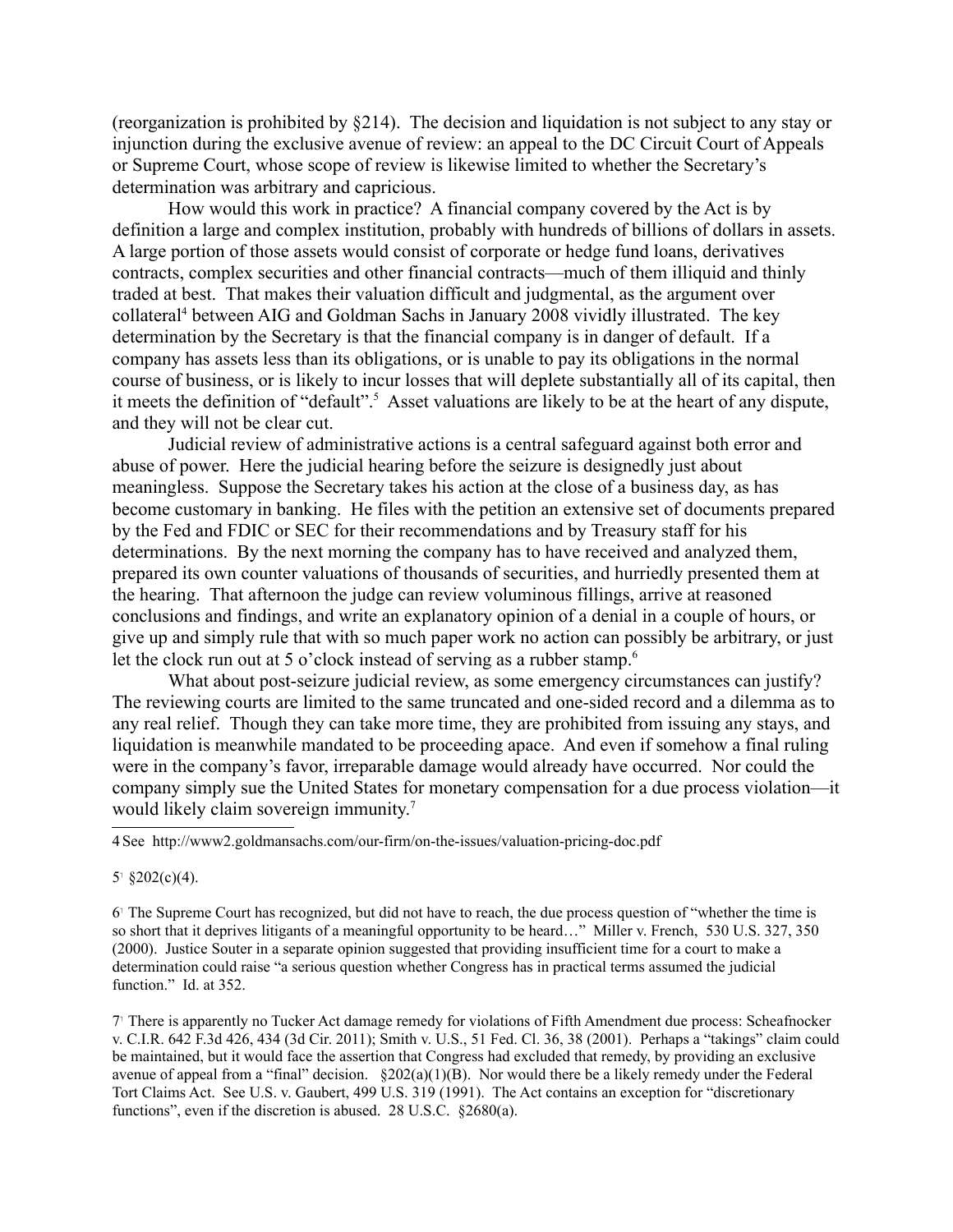(reorganization is prohibited by §214). The decision and liquidation is not subject to any stay or injunction during the exclusive avenue of review: an appeal to the DC Circuit Court of Appeals or Supreme Court, whose scope of review is likewise limited to whether the Secretary's determination was arbitrary and capricious.

How would this work in practice? A financial company covered by the Act is by definition a large and complex institution, probably with hundreds of billions of dollars in assets. A large portion of those assets would consist of corporate or hedge fund loans, derivatives contracts, complex securities and other financial contracts—much of them illiquid and thinly traded at best. That makes their valuation difficult and judgmental, as the argument over collateral[4] between AIG and Goldman Sachs in January 2008 vividly illustrated. The key determination by the Secretary is that the financial company is in danger of default. If a company has assets less than its obligations, or is unable to pay its obligations in the normal course of business, or is likely to incur losses that will deplete substantially all of its capital, then it meets the definition of "default".[5] Asset valuations are likely to be at the heart of any dispute, and they will not be clear cut.

Judicial review of administrative actions is a central safeguard against both error and abuse of power. Here the judicial hearing before the seizure is designedly just about meaningless. Suppose the Secretary takes his action at the close of a business day, as has become customary in banking. He files with the petition an extensive set of documents prepared by the Fed and FDIC or SEC for their recommendations and by Treasury staff for his determinations. By the next morning the company has to have received and analyzed them, prepared its own counter valuations of thousands of securities, and hurriedly presented them at the hearing. That afternoon the judge can review voluminous fillings, arrive at reasoned conclusions and findings, and write an explanatory opinion of a denial in a couple of hours, or give up and simply rule that with so much paper work no action can possibly be arbitrary, or just let the clock run out at 5 o'clock instead of serving as a rubber stamp.[6]

What about post-seizure judicial review, as some emergency circumstances can justify? The reviewing courts are limited to the same truncated and one-sided record and a dilemma as to any real relief. Though they can take more time, they are prohibited from issuing any stays, and liquidation is meanwhile mandated to be proceeding apace. And even if somehow a final ruling were in the company's favor, irreparable damage would already have occurred. Nor could the company simply sue the United States for monetary compensation for a due process violation—it would likely claim sovereign immunity.[7]

---

4 See http://www2.goldmansachs.com/our-firm/on-the-issues/valuation-pricing-doc.pdf

5 §202(c)(4).

6 The Supreme Court has recognized, but did not have to reach, the due process question of "whether the time is so short that it deprives litigants of a meaningful opportunity to be heard…" Miller v. French, 530 U.S. 327, 350 (2000). Justice Souter in a separate opinion suggested that providing insufficient time for a court to make a determination could raise "a serious question whether Congress has in practical terms assumed the judicial function." Id. at 352.

7 There is apparently no Tucker Act damage remedy for violations of Fifth Amendment due process: Scheafnocker v. C.I.R. 642 F.3d 426, 434 (3d Cir. 2011); Smith v. U.S., 51 Fed. Cl. 36, 38 (2001). Perhaps a "takings" claim could be maintained, but it would face the assertion that Congress had excluded that remedy, by providing an exclusive avenue of appeal from a "final" decision. §202(a)(1)(B). Nor would there be a likely remedy under the Federal Tort Claims Act. See U.S. v. Gaubert, 499 U.S. 319 (1991). The Act contains an exception for "discretionary functions", even if the discretion is abused. 28 U.S.C. §2680(a).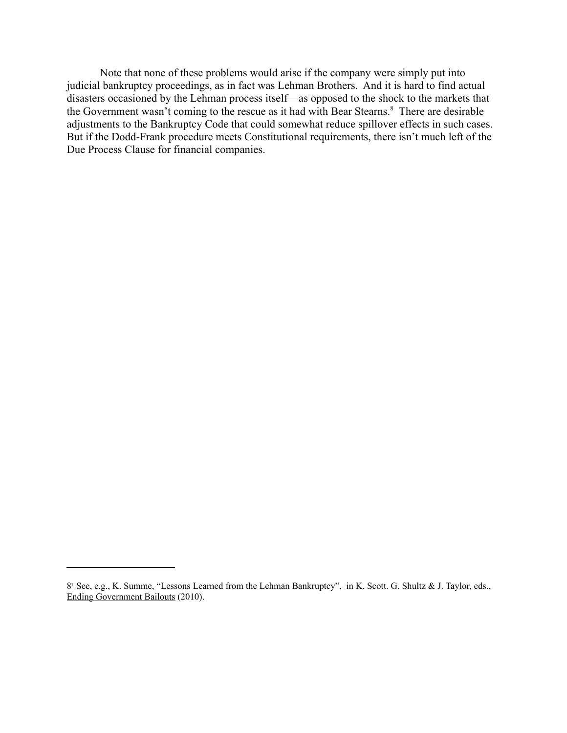Note that none of these problems would arise if the company were simply put into judicial bankruptcy proceedings, as in fact was Lehman Brothers. And it is hard to find actual disasters occasioned by the Lehman process itself—as opposed to the shock to the markets that the Government wasn't coming to the rescue as it had with Bear Stearns.[8] There are desirable adjustments to the Bankruptcy Code that could somewhat reduce spillover effects in such cases. But if the Dodd-Frank procedure meets Constitutional requirements, there isn't much left of the Due Process Clause for financial companies.

---

[8] See, e.g., K. Summe, "Lessons Learned from the Lehman Bankruptcy", in K. Scott. G. Shultz & J. Taylor, eds., Ending Government Bailouts (2010).